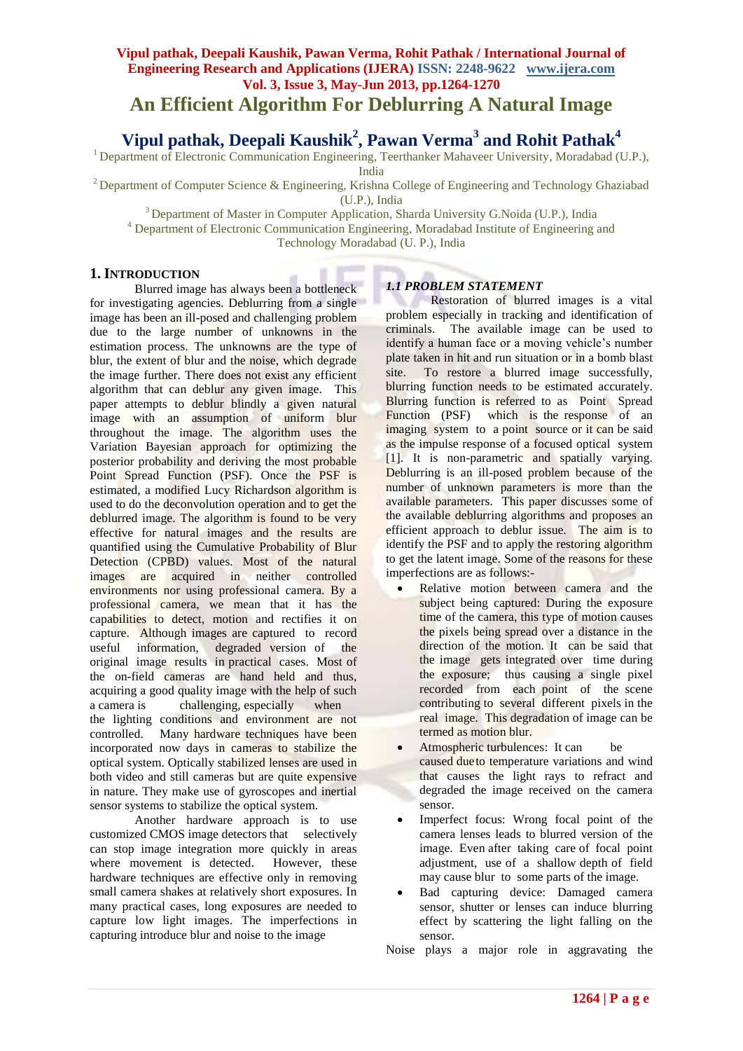# An Efficient Algorithm For Deblurring A Natural Image

## Vipul pathak, Deepali Kaushik[2], Pawan Verma[3] and Rohit Pathak[4]

[1] Department of Electronic Communication Engineering, Teerthanker Mahaveer University, Moradabad (U.P.), India

[2] Department of Computer Science & Engineering, Krishna College of Engineering and Technology Ghaziabad (U.P.), India

[3] Department of Master in Computer Application, Sharda University G.Noida (U.P.), India

[4] Department of Electronic Communication Engineering, Moradabad Institute of Engineering and Technology Moradabad (U. P.), India

## 1. Introduction

Blurred image has always been a bottleneck for investigating agencies. Deblurring from a single image has been an ill-posed and challenging problem due to the large number of unknowns in the estimation process. The unknowns are the type of blur, the extent of blur and the noise, which degrade the image further. There does not exist any efficient algorithm that can deblur any given image. This paper attempts to deblur blindly a given natural image with an assumption of uniform blur throughout the image. The algorithm uses the Variation Bayesian approach for optimizing the posterior probability and deriving the most probable Point Spread Function (PSF). Once the PSF is estimated, a modified Lucy Richardson algorithm is used to do the deconvolution operation and to get the deblurred image. The algorithm is found to be very effective for natural images and the results are quantified using the Cumulative Probability of Blur Detection (CPBD) values. Most of the natural images are acquired in neither controlled environments nor using professional camera. By a professional camera, we mean that it has the capabilities to detect, motion and rectifies it on capture. Although images are captured to record useful information, degraded version of the original image results in practical cases. Most of the on-field cameras are hand held and thus, acquiring a good quality image with the help of such a camera is challenging, especially when the lighting conditions and environment are not controlled. Many hardware techniques have been incorporated now days in cameras to stabilize the optical system. Optically stabilized lenses are used in both video and still cameras but are quite expensive in nature. They make use of gyroscopes and inertial sensor systems to stabilize the optical system.

Another hardware approach is to use customized CMOS image detectors that selectively can stop image integration more quickly in areas where movement is detected. However, these hardware techniques are effective only in removing small camera shakes at relatively short exposures. In many practical cases, long exposures are needed to capture low light images. The imperfections in capturing introduce blur and noise to the image

### *1.1 PROBLEM STATEMENT*

Restoration of blurred images is a vital problem especially in tracking and identification of criminals. The available image can be used to identify a human face or a moving vehicle's number plate taken in hit and run situation or in a bomb blast site. To restore a blurred image successfully, blurring function needs to be estimated accurately. Blurring function is referred to as Point Spread Function (PSF) which is the response of an imaging system to a point source or it can be said as the impulse response of a focused optical system [1]. It is non-parametric and spatially varying. Deblurring is an ill-posed problem because of the number of unknown parameters is more than the available parameters. This paper discusses some of the available deblurring algorithms and proposes an efficient approach to deblur issue. The aim is to identify the PSF and to apply the restoring algorithm to get the latent image. Some of the reasons for these imperfections are as follows:-

- Relative motion between camera and the subject being captured: During the exposure time of the camera, this type of motion causes the pixels being spread over a distance in the direction of the motion. It can be said that the image gets integrated over time during the exposure; thus causing a single pixel recorded from each point of the scene contributing to several different pixels in the real image. This degradation of image can be termed as motion blur.
- Atmospheric turbulences: It can be caused due to temperature variations and wind that causes the light rays to refract and degraded the image received on the camera sensor.
- Imperfect focus: Wrong focal point of the camera lenses leads to blurred version of the image. Even after taking care of focal point adjustment, use of a shallow depth of field may cause blur to some parts of the image.
- Bad capturing device: Damaged camera sensor, shutter or lenses can induce blurring effect by scattering the light falling on the sensor.

Noise plays a major role in aggravating the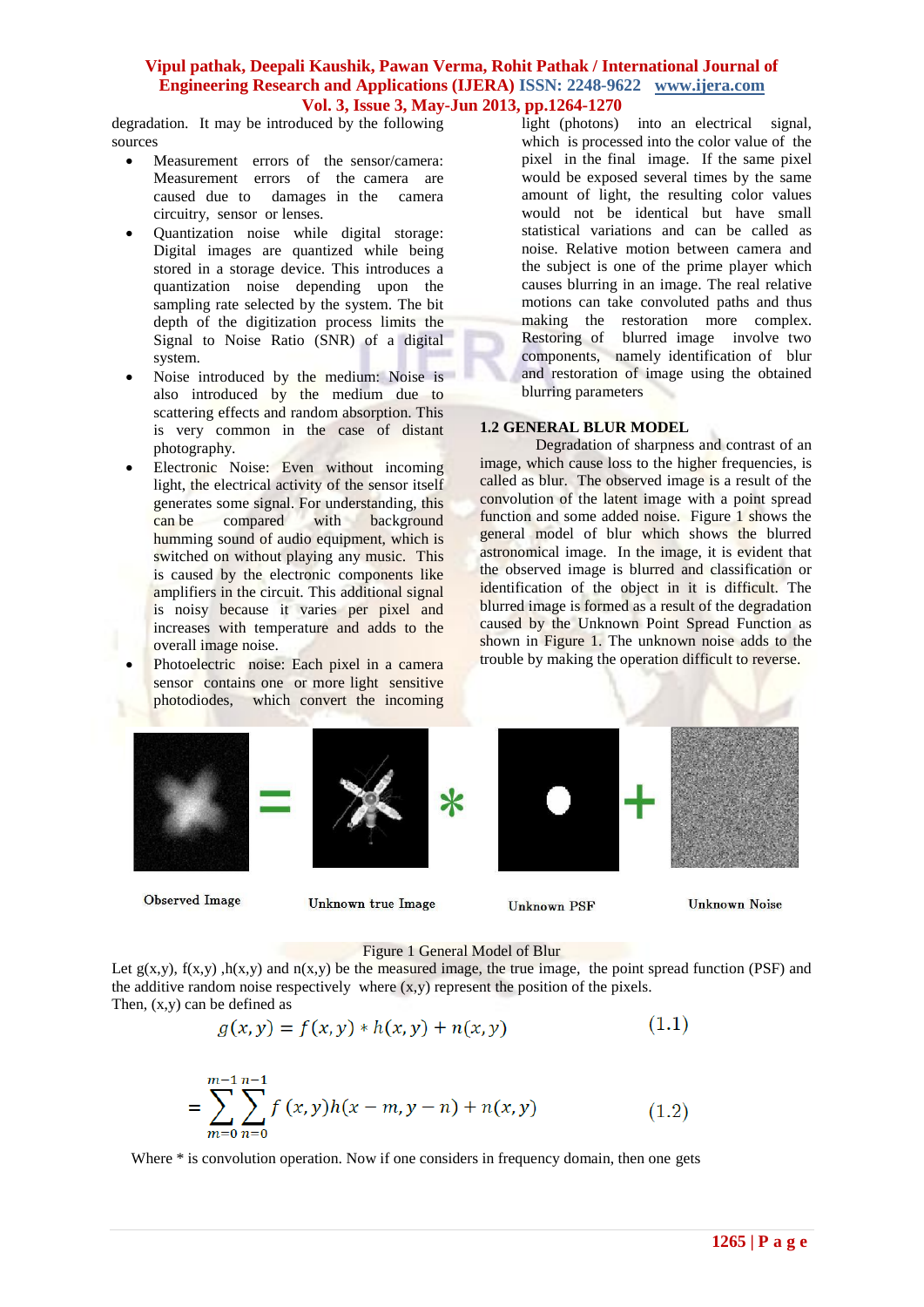degradation. It may be introduced by the following sources

- Measurement errors of the sensor/camera: Measurement errors of the camera are caused due to damages in the camera circuitry, sensor or lenses.
- Quantization noise while digital storage: Digital images are quantized while being stored in a storage device. This introduces a quantization noise depending upon the sampling rate selected by the system. The bit depth of the digitization process limits the Signal to Noise Ratio (SNR) of a digital system.
- Noise introduced by the medium: Noise is also introduced by the medium due to scattering effects and random absorption. This is very common in the case of distant photography.
- Electronic Noise: Even without incoming light, the electrical activity of the sensor itself generates some signal. For understanding, this can be compared with background humming sound of audio equipment, which is switched on without playing any music. This is caused by the electronic components like amplifiers in the circuit. This additional signal is noisy because it varies per pixel and increases with temperature and adds to the overall image noise.
- Photoelectric noise: Each pixel in a camera sensor contains one or more light sensitive photodiodes, which convert the incoming light (photons) into an electrical signal, which is processed into the color value of the pixel in the final image. If the same pixel would be exposed several times by the same amount of light, the resulting color values would not be identical but have small statistical variations and can be called as noise. Relative motion between camera and the subject is one of the prime player which causes blurring in an image. The real relative motions can take convoluted paths and thus making the restoration more complex. Restoring of blurred image involve two components, namely identification of blur and restoration of image using the obtained blurring parameters

### 1.2 GENERAL BLUR MODEL

Degradation of sharpness and contrast of an image, which cause loss to the higher frequencies, is called as blur. The observed image is a result of the convolution of the latent image with a point spread function and some added noise. Figure 1 shows the general model of blur which shows the blurred astronomical image. In the image, it is evident that the observed image is blurred and classification or identification of the object in it is difficult. The blurred image is formed as a result of the degradation caused by the Unknown Point Spread Function as shown in Figure 1. The unknown noise adds to the trouble by making the operation difficult to reverse.

Observed Image = Unknown true Image * Unknown PSF + Unknown Noise

Figure 1 General Model of Blur

Let g(x,y), f(x,y) ,h(x,y) and n(x,y) be the measured image, the true image, the point spread function (PSF) and the additive random noise respectively where (x,y) represent the position of the pixels.

Then, (x,y) can be defined as

$$g(x,y) = f(x,y) * h(x,y) + n(x,y) \qquad (1.1)$$

$$= \sum_{m=0}^{m-1}\sum_{n=0}^{n-1} f(x,y)h(x-m,y-n) + n(x,y) \qquad (1.2)$$

Where * is convolution operation. Now if one considers in frequency domain, then one gets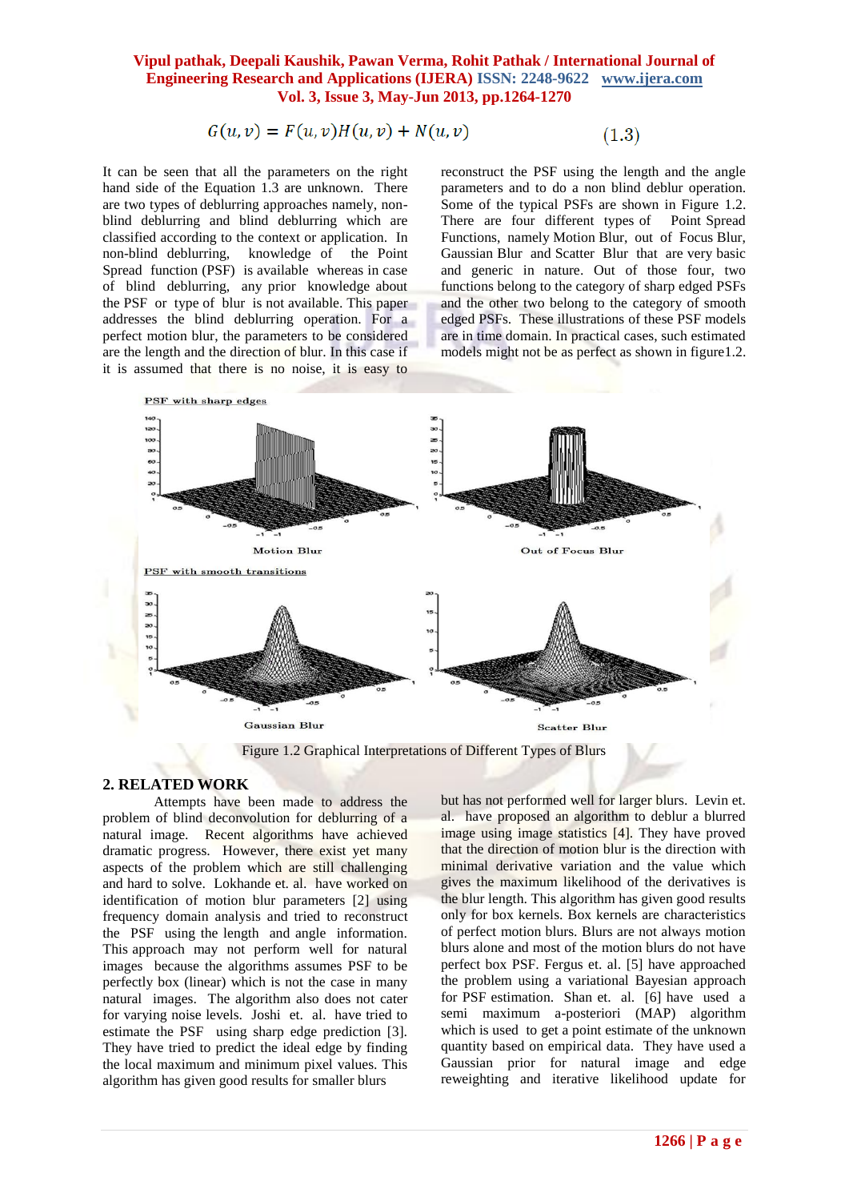$$G(u, v) = F(u, v)H(u, v) + N(u, v) \quad (1.3)$$

It can be seen that all the parameters on the right hand side of the Equation 1.3 are unknown. There are two types of deblurring approaches namely, non-blind deblurring and blind deblurring which are classified according to the context or application. In non-blind deblurring, knowledge of the Point Spread function (PSF) is available whereas in case of blind deblurring, any prior knowledge about the PSF or type of blur is not available. This paper addresses the blind deblurring operation. For a perfect motion blur, the parameters to be considered are the length and the direction of blur. In this case if it is assumed that there is no noise, it is easy to reconstruct the PSF using the length and the angle parameters and to do a non blind deblur operation. Some of the typical PSFs are shown in Figure 1.2. There are four different types of Point Spread Functions, namely Motion Blur, out of Focus Blur, Gaussian Blur and Scatter Blur that are very basic and generic in nature. Out of those four, two functions belong to the category of sharp edged PSFs and the other two belong to the category of smooth edged PSFs. These illustrations of these PSF models are in time domain. In practical cases, such estimated models might not be as perfect as shown in figure1.2.

PSF with sharp edges

Motion Blur

Out of Focus Blur

PSF with smooth transitions

Gaussian Blur

Scatter Blur

Figure 1.2 Graphical Interpretations of Different Types of Blurs

## 2. RELATED WORK

Attempts have been made to address the problem of blind deconvolution for deblurring of a natural image. Recent algorithms have achieved dramatic progress. However, there exist yet many aspects of the problem which are still challenging and hard to solve. Lokhande et. al. have worked on identification of motion blur parameters [2] using frequency domain analysis and tried to reconstruct the PSF using the length and angle information. This approach may not perform well for natural images because the algorithms assumes PSF to be perfectly box (linear) which is not the case in many natural images. The algorithm also does not cater for varying noise levels. Joshi et. al. have tried to estimate the PSF using sharp edge prediction [3]. They have tried to predict the ideal edge by finding the local maximum and minimum pixel values. This algorithm has given good results for smaller blurs but has not performed well for larger blurs. Levin et. al. have proposed an algorithm to deblur a blurred image using image statistics [4]. They have proved that the direction of motion blur is the direction with minimal derivative variation and the value which gives the maximum likelihood of the derivatives is the blur length. This algorithm has given good results only for box kernels. Box kernels are characteristics of perfect motion blurs. Blurs are not always motion blurs alone and most of the motion blurs do not have perfect box PSF. Fergus et. al. [5] have approached the problem using a variational Bayesian approach for PSF estimation. Shan et. al. [6] have used a semi maximum a-posteriori (MAP) algorithm which is used to get a point estimate of the unknown quantity based on empirical data. They have used a Gaussian prior for natural image and edge reweighting and iterative likelihood update for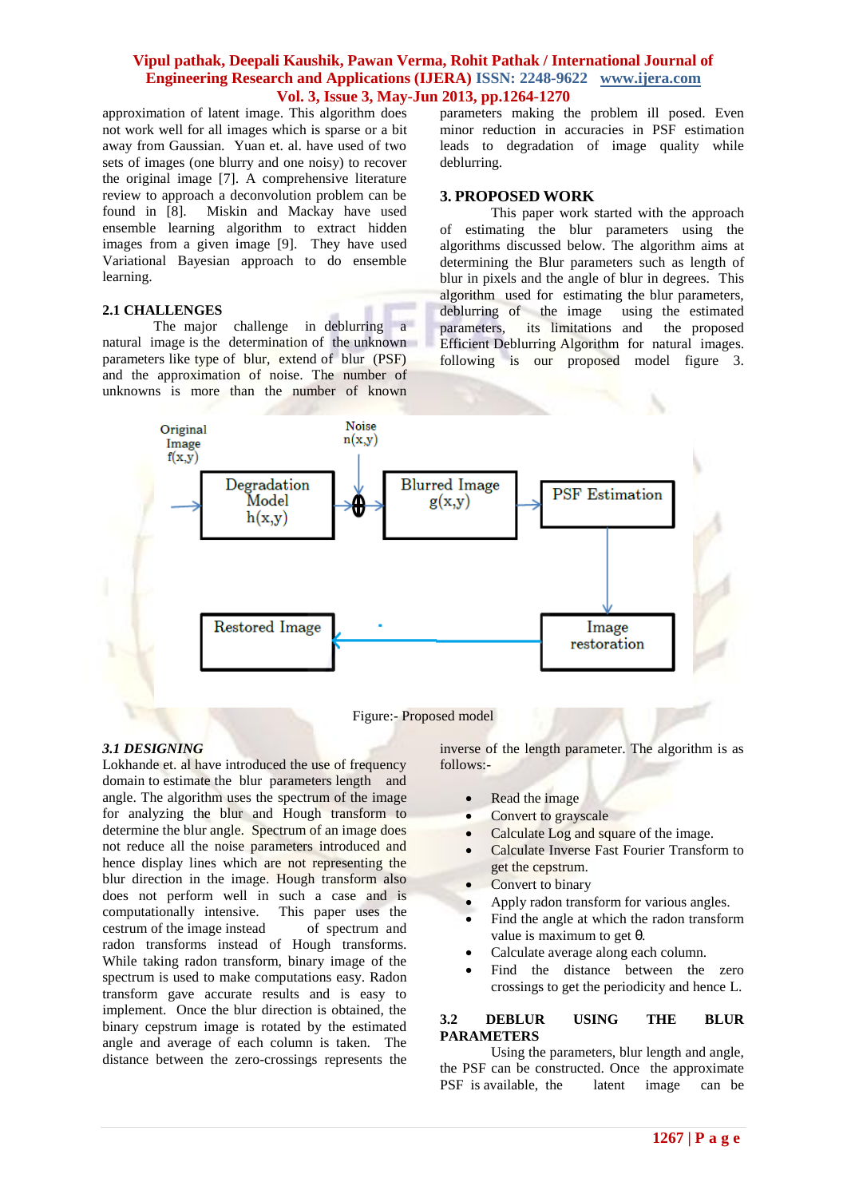approximation of latent image. This algorithm does not work well for all images which is sparse or a bit away from Gaussian. Yuan et. al. have used of two sets of images (one blurry and one noisy) to recover the original image [7]. A comprehensive literature review to approach a deconvolution problem can be found in [8]. Miskin and Mackay have used ensemble learning algorithm to extract hidden images from a given image [9]. They have used Variational Bayesian approach to do ensemble learning.

### 2.1 CHALLENGES

The major challenge in deblurring a natural image is the determination of the unknown parameters like type of blur, extend of blur (PSF) and the approximation of noise. The number of unknowns is more than the number of known parameters making the problem ill posed. Even minor reduction in accuracies in PSF estimation leads to degradation of image quality while deblurring.

## 3. PROPOSED WORK

This paper work started with the approach of estimating the blur parameters using the algorithms discussed below. The algorithm aims at determining the Blur parameters such as length of blur in pixels and the angle of blur in degrees. This algorithm used for estimating the blur parameters, deblurring of the image using the estimated parameters, its limitations and the proposed Efficient Deblurring Algorithm for natural images. following is our proposed model figure 3.

Original Image f(x,y) → Degradation Model h(x,y) → ⊕ (Noise n(x,y)) → Blurred Image g(x,y) → PSF Estimation → Image restoration → Restored Image

Figure:- Proposed model

### *3.1 DESIGNING*

Lokhande et. al have introduced the use of frequency domain to estimate the blur parameters length and angle. The algorithm uses the spectrum of the image for analyzing the blur and Hough transform to determine the blur angle. Spectrum of an image does not reduce all the noise parameters introduced and hence display lines which are not representing the blur direction in the image. Hough transform also does not perform well in such a case and is computationally intensive. This paper uses the cestrum of the image instead of spectrum and radon transforms instead of Hough transforms. While taking radon transform, binary image of the spectrum is used to make computations easy. Radon transform gave accurate results and is easy to implement. Once the blur direction is obtained, the binary cepstrum image is rotated by the estimated angle and average of each column is taken. The distance between the zero-crossings represents the inverse of the length parameter. The algorithm is as follows:-

- Read the image
- Convert to grayscale
- Calculate Log and square of the image.
- Calculate Inverse Fast Fourier Transform to get the cepstrum.
- Convert to binary
- Apply radon transform for various angles.
- Find the angle at which the radon transform value is maximum to get θ.
- Calculate average along each column.
- Find the distance between the zero crossings to get the periodicity and hence L.

### 3.2 DEBLUR USING THE BLUR PARAMETERS

Using the parameters, blur length and angle, the PSF can be constructed. Once the approximate PSF is available, the latent image can be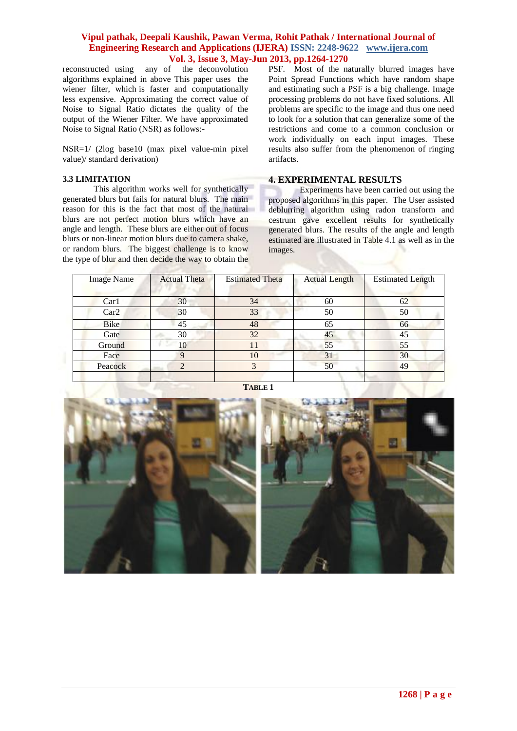reconstructed using any of the deconvolution algorithms explained in above This paper uses the wiener filter, which is faster and computationally less expensive. Approximating the correct value of Noise to Signal Ratio dictates the quality of the output of the Wiener Filter. We have approximated Noise to Signal Ratio (NSR) as follows:-

NSR=1/ (2log base10 (max pixel value-min pixel value)/ standard derivation)

### 3.3 LIMITATION

This algorithm works well for synthetically generated blurs but fails for natural blurs. The main reason for this is the fact that most of the natural blurs are not perfect motion blurs which have an angle and length. These blurs are either out of focus blurs or non-linear motion blurs due to camera shake, or random blurs. The biggest challenge is to know the type of blur and then decide the way to obtain the PSF. Most of the naturally blurred images have Point Spread Functions which have random shape and estimating such a PSF is a big challenge. Image processing problems do not have fixed solutions. All problems are specific to the image and thus one need to look for a solution that can generalize some of the restrictions and come to a common conclusion or work individually on each input images. These results also suffer from the phenomenon of ringing artifacts.

## 4. EXPERIMENTAL RESULTS

Experiments have been carried out using the proposed algorithms in this paper. The User assisted deblurring algorithm using radon transform and cestrum gave excellent results for synthetically generated blurs. The results of the angle and length estimated are illustrated in Table 4.1 as well as in the images.

| Image Name | Actual Theta | Estimated Theta | Actual Length | Estimated Length |
|---|---|---|---|---|
| Car1 | 30 | 34 | 60 | 62 |
| Car2 | 30 | 33 | 50 | 50 |
| Bike | 45 | 48 | 65 | 66 |
| Gate | 30 | 32 | 45 | 45 |
| Ground | 10 | 11 | 55 | 55 |
| Face | 9 | 10 | 31 | 30 |
| Peacock | 2 | 3 | 50 | 49 |
| | | | | |

**TABLE 1**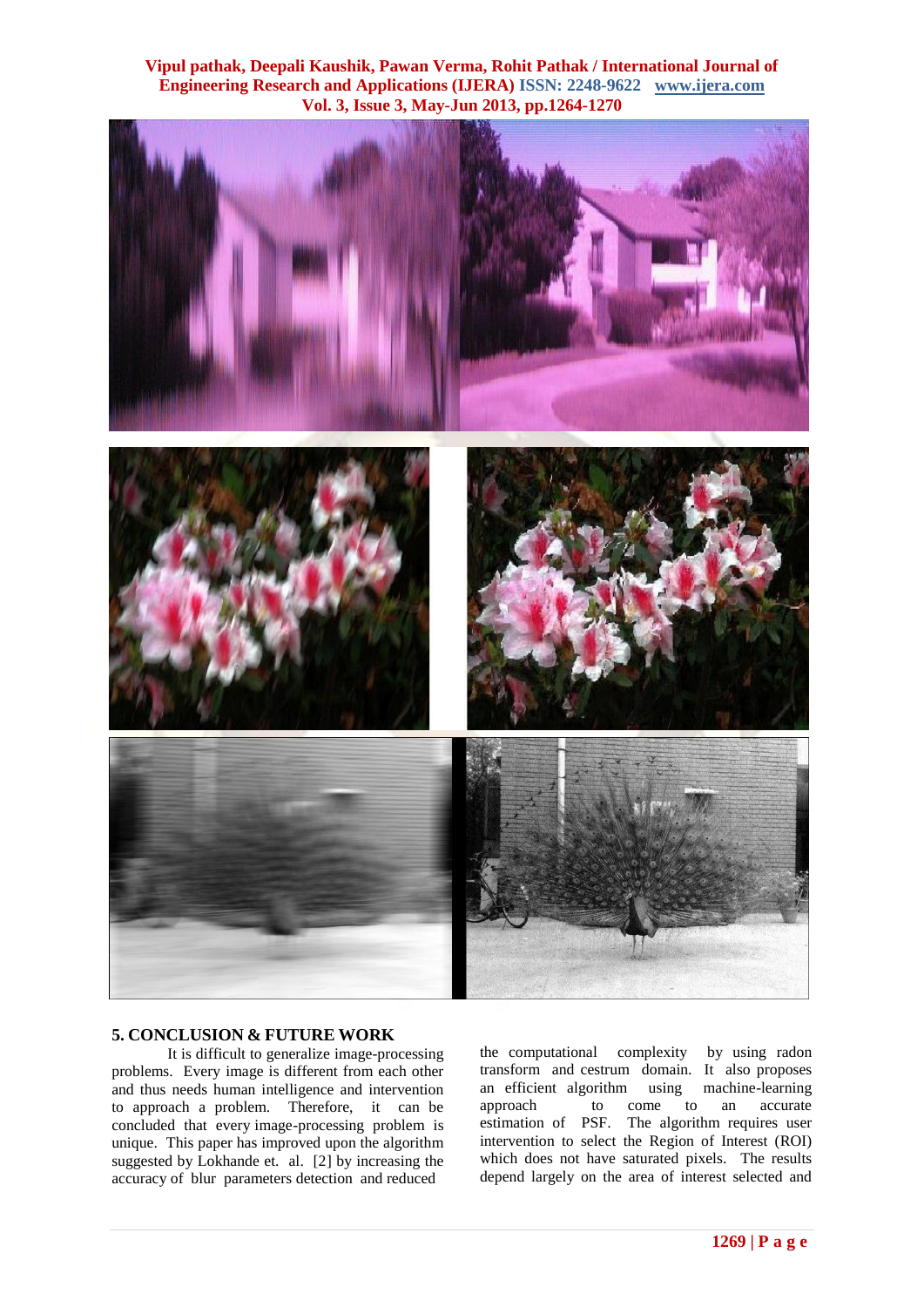## 5. CONCLUSION & FUTURE WORK

It is difficult to generalize image-processing problems. Every image is different from each other and thus needs human intelligence and intervention to approach a problem. Therefore, it can be concluded that every image-processing problem is unique. This paper has improved upon the algorithm suggested by Lokhande et. al. [2] by increasing the accuracy of blur parameters detection and reduced the computational complexity by using radon transform and cestrum domain. It also proposes an efficient algorithm using machine-learning approach to come to an accurate estimation of PSF. The algorithm requires user intervention to select the Region of Interest (ROI) which does not have saturated pixels. The results depend largely on the area of interest selected and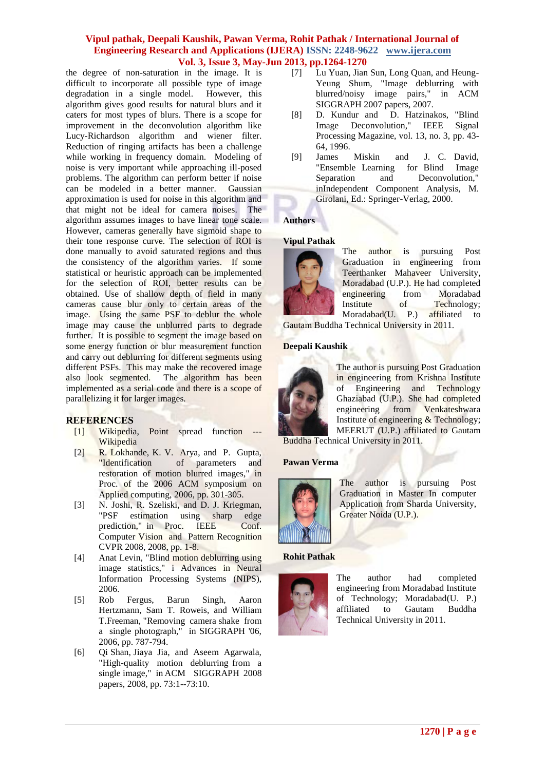the degree of non-saturation in the image. It is difficult to incorporate all possible type of image degradation in a single model. However, this algorithm gives good results for natural blurs and it caters for most types of blurs. There is a scope for improvement in the deconvolution algorithm like Lucy-Richardson algorithm and wiener filter. Reduction of ringing artifacts has been a challenge while working in frequency domain. Modeling of noise is very important while approaching ill-posed problems. The algorithm can perform better if noise can be modeled in a better manner. Gaussian approximation is used for noise in this algorithm and that might not be ideal for camera noises. The algorithm assumes images to have linear tone scale. However, cameras generally have sigmoid shape to their tone response curve. The selection of ROI is done manually to avoid saturated regions and thus the consistency of the algorithm varies. If some statistical or heuristic approach can be implemented for the selection of ROI, better results can be obtained. Use of shallow depth of field in many cameras cause blur only to certain areas of the image. Using the same PSF to deblur the whole image may cause the unblurred parts to degrade further. It is possible to segment the image based on some energy function or blur measurement function and carry out deblurring for different segments using different PSFs. This may make the recovered image also look segmented. The algorithm has been implemented as a serial code and there is a scope of parallelizing it for larger images.

## REFERENCES

[1] Wikipedia, Point spread function --- Wikipedia

[2] R. Lokhande, K. V. Arya, and P. Gupta, "Identification of parameters and restoration of motion blurred images," in Proc. of the 2006 ACM symposium on Applied computing, 2006, pp. 301-305.

[3] N. Joshi, R. Szeliski, and D. J. Kriegman, "PSF estimation using sharp edge prediction," in Proc. IEEE Conf. Computer Vision and Pattern Recognition CVPR 2008, 2008, pp. 1-8.

[4] Anat Levin, "Blind motion deblurring using image statistics," i Advances in Neural Information Processing Systems (NIPS), 2006.

[5] Rob Fergus, Barun Singh, Aaron Hertzmann, Sam T. Roweis, and William T.Freeman, "Removing camera shake from a single photograph," in SIGGRAPH '06, 2006, pp. 787-794.

[6] Qi Shan, Jiaya Jia, and Aseem Agarwala, "High-quality motion deblurring from a single image," in ACM SIGGRAPH 2008 papers, 2008, pp. 73:1--73:10.

[7] Lu Yuan, Jian Sun, Long Quan, and Heung-Yeung Shum, "Image deblurring with blurred/noisy image pairs," in ACM SIGGRAPH 2007 papers, 2007.

[8] D. Kundur and D. Hatzinakos, "Blind Image Deconvolution," IEEE Signal Processing Magazine, vol. 13, no. 3, pp. 43-64, 1996.

[9] James Miskin and J. C. David, "Ensemble Learning for Blind Image Separation and Deconvolution," inIndependent Component Analysis, M. Girolani, Ed.: Springer-Verlag, 2000.

## Authors

**Vipul Pathak**

The author is pursuing Post Graduation in engineering from Teerthanker Mahaveer University, Moradabad (U.P.). He had completed engineering from Moradabad Institute of Technology; Moradabad(U. P.) affiliated to Gautam Buddha Technical University in 2011.

**Deepali Kaushik**

The author is pursuing Post Graduation in engineering from Krishna Institute of Engineering and Technology Ghaziabad (U.P.). She had completed engineering from Venkateshwara Institute of engineering & Technology; MEERUT (U.P.) affiliated to Gautam Buddha Technical University in 2011.

**Pawan Verma**

The author is pursuing Post Graduation in Master In computer Application from Sharda University, Greater Noida (U.P.).

**Rohit Pathak**

The author had completed engineering from Moradabad Institute of Technology; Moradabad(U. P.) affiliated to Gautam Buddha Technical University in 2011.